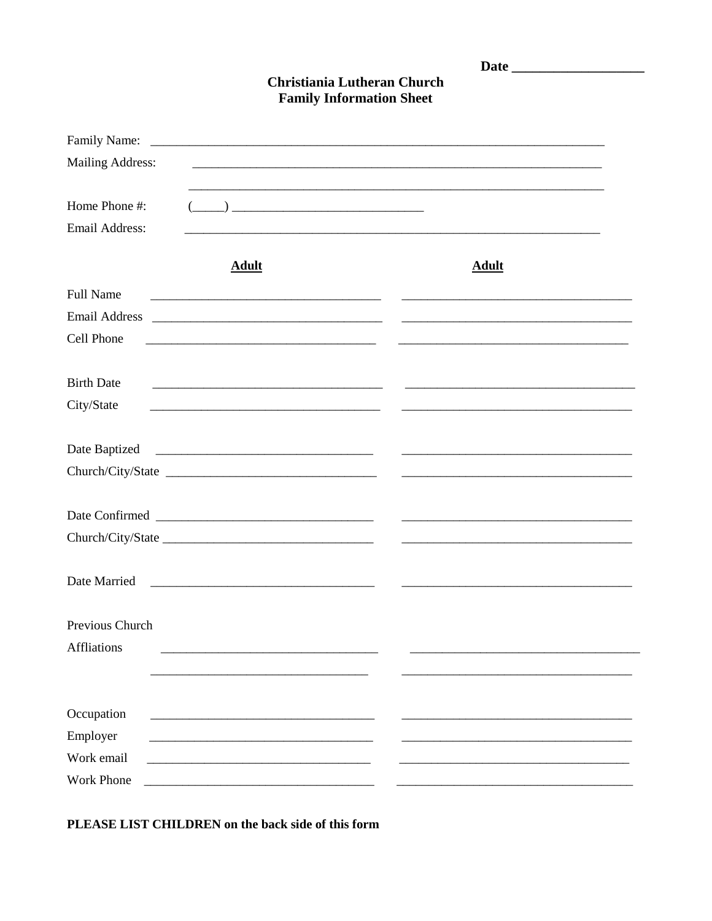Date ___________________

# Christiania Lutheran Church
## Family Information Sheet

Family Name: ___________________________________________________________________________

Mailing Address: ____________________________________________________________________

____________________________________________________________________

Home Phone #: (_____) ______________________________

Email Address: _____________________________________________________________________

| | **Adult** | **Adult** |
|---|---|---|
| Full Name | ____________________________________ | ____________________________________ |
| Email Address | ____________________________________ | ____________________________________ |
| Cell Phone | ____________________________________ | ____________________________________ |
| Birth Date | ____________________________________ | ____________________________________ |
| City/State | ____________________________________ | ____________________________________ |
| Date Baptized | ____________________________________ | ____________________________________ |
| Church/City/State | ____________________________________ | ____________________________________ |
| Date Confirmed | ____________________________________ | ____________________________________ |
| Church/City/State | ____________________________________ | ____________________________________ |
| Date Married | ____________________________________ | ____________________________________ |
| Previous Church Affliations | ____________________________________ | ____________________________________ |
| | ____________________________________ | ____________________________________ |
| Occupation | ____________________________________ | ____________________________________ |
| Employer | ____________________________________ | ____________________________________ |
| Work email | ____________________________________ | ____________________________________ |
| Work Phone | ____________________________________ | ____________________________________ |

**PLEASE LIST CHILDREN on the back side of this form**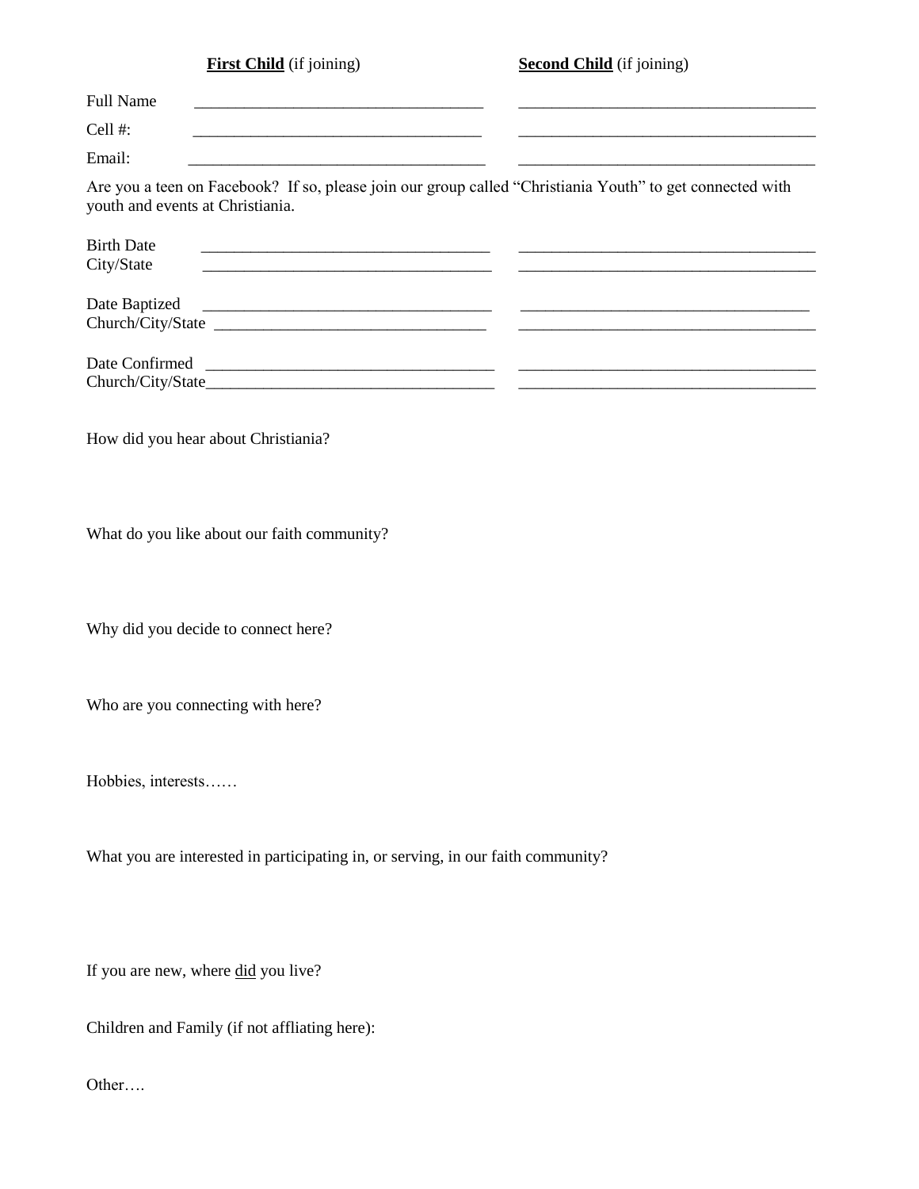| | **First Child** (if joining) | **Second Child** (if joining) |
|---|---|---|
| Full Name | ___________________________________ | ____________________________________ |
| Cell #: | ___________________________________ | ____________________________________ |
| Email: | ___________________________________ | ____________________________________ |

Are you a teen on Facebook? If so, please join our group called "Christiania Youth" to get connected with youth and events at Christiania.

| | | |
|---|---|---|
| Birth Date | ___________________________________ | ____________________________________ |
| City/State | ___________________________________ | ____________________________________ |
| Date Baptized | ___________________________________ | ____________________________________ |
| Church/City/State | _________________________________ | ____________________________________ |
| Date Confirmed | ___________________________________ | ____________________________________ |
| Church/City/State | ___________________________________ | ____________________________________ |

How did you hear about Christiania?

What do you like about our faith community?

Why did you decide to connect here?

Who are you connecting with here?

Hobbies, interests……

What you are interested in participating in, or serving, in our faith community?

If you are new, where <u>did</u> you live?

Children and Family (if not affliating here):

Other….